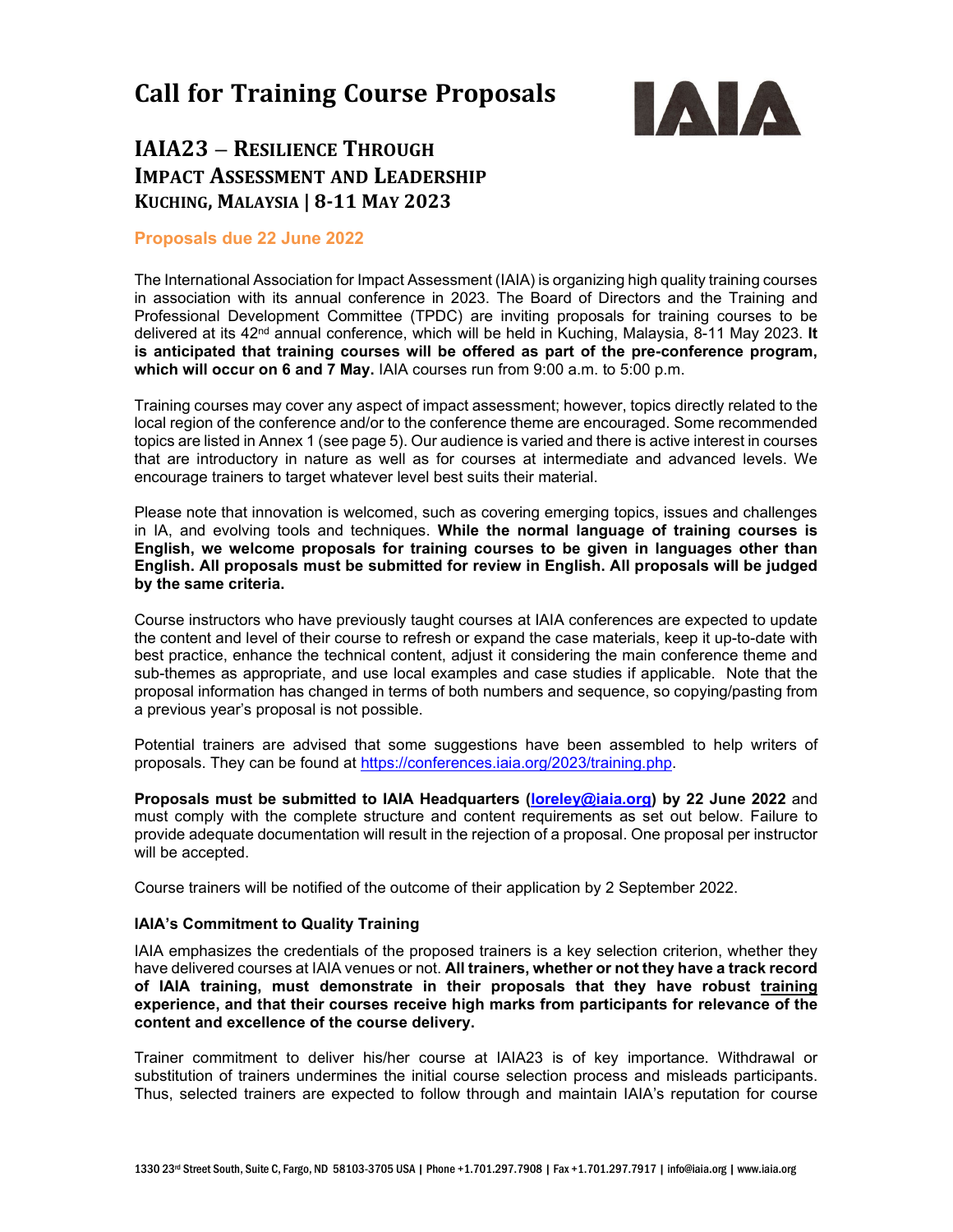# Call for Training Course Proposals

## IAIA23 – Resilience Through Impact Assessment and Leadership
### Kuching, Malaysia | 8-11 May 2023

**Proposals due 22 June 2022**

The International Association for Impact Assessment (IAIA) is organizing high quality training courses in association with its annual conference in 2023. The Board of Directors and the Training and Professional Development Committee (TPDC) are inviting proposals for training courses to be delivered at its 42nd annual conference, which will be held in Kuching, Malaysia, 8-11 May 2023. **It is anticipated that training courses will be offered as part of the pre-conference program, which will occur on 6 and 7 May.** IAIA courses run from 9:00 a.m. to 5:00 p.m.

Training courses may cover any aspect of impact assessment; however, topics directly related to the local region of the conference and/or to the conference theme are encouraged. Some recommended topics are listed in Annex 1 (see page 5). Our audience is varied and there is active interest in courses that are introductory in nature as well as for courses at intermediate and advanced levels. We encourage trainers to target whatever level best suits their material.

Please note that innovation is welcomed, such as covering emerging topics, issues and challenges in IA, and evolving tools and techniques. **While the normal language of training courses is English, we welcome proposals for training courses to be given in languages other than English. All proposals must be submitted for review in English. All proposals will be judged by the same criteria.**

Course instructors who have previously taught courses at IAIA conferences are expected to update the content and level of their course to refresh or expand the case materials, keep it up-to-date with best practice, enhance the technical content, adjust it considering the main conference theme and sub-themes as appropriate, and use local examples and case studies if applicable. Note that the proposal information has changed in terms of both numbers and sequence, so copying/pasting from a previous year's proposal is not possible.

Potential trainers are advised that some suggestions have been assembled to help writers of proposals. They can be found at https://conferences.iaia.org/2023/training.php.

**Proposals must be submitted to IAIA Headquarters (loreley@iaia.org) by 22 June 2022** and must comply with the complete structure and content requirements as set out below. Failure to provide adequate documentation will result in the rejection of a proposal. One proposal per instructor will be accepted.

Course trainers will be notified of the outcome of their application by 2 September 2022.

### IAIA's Commitment to Quality Training

IAIA emphasizes the credentials of the proposed trainers is a key selection criterion, whether they have delivered courses at IAIA venues or not. **All trainers, whether or not they have a track record of IAIA training, must demonstrate in their proposals that they have robust training experience, and that their courses receive high marks from participants for relevance of the content and excellence of the course delivery.**

Trainer commitment to deliver his/her course at IAIA23 is of key importance. Withdrawal or substitution of trainers undermines the initial course selection process and misleads participants. Thus, selected trainers are expected to follow through and maintain IAIA's reputation for course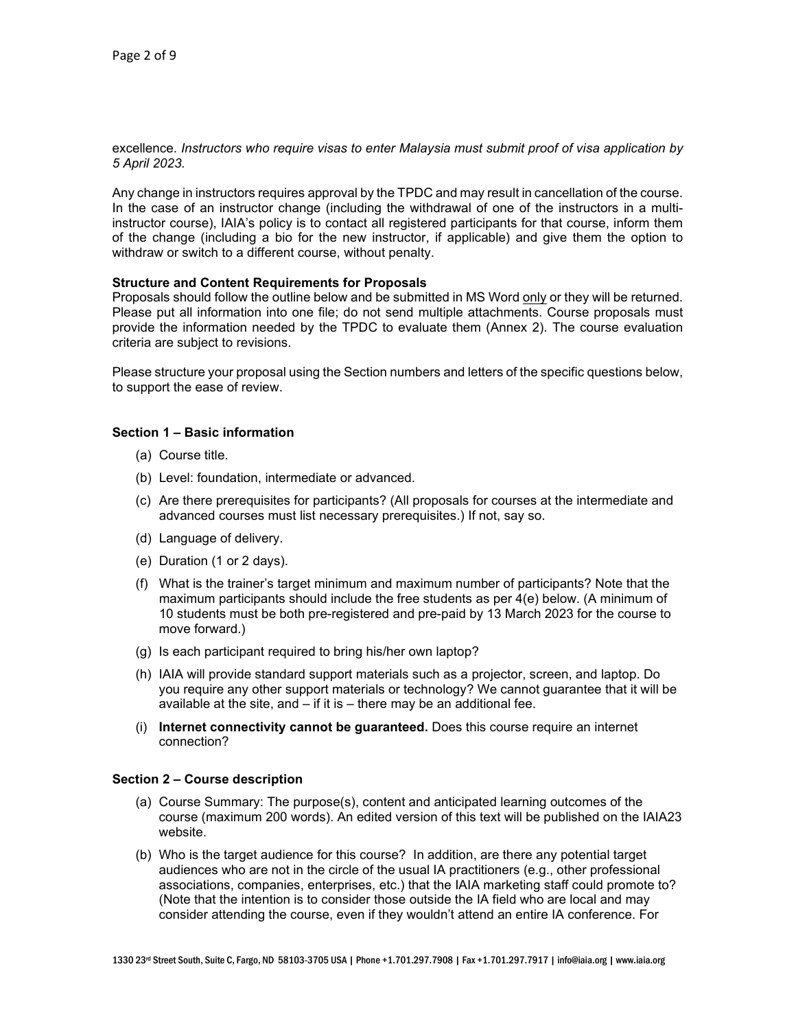excellence. *Instructors who require visas to enter Malaysia must submit proof of visa application by 5 April 2023.*

Any change in instructors requires approval by the TPDC and may result in cancellation of the course. In the case of an instructor change (including the withdrawal of one of the instructors in a multi-instructor course), IAIA's policy is to contact all registered participants for that course, inform them of the change (including a bio for the new instructor, if applicable) and give them the option to withdraw or switch to a different course, without penalty.

**Structure and Content Requirements for Proposals**

Proposals should follow the outline below and be submitted in MS Word only or they will be returned. Please put all information into one file; do not send multiple attachments. Course proposals must provide the information needed by the TPDC to evaluate them (Annex 2). The course evaluation criteria are subject to revisions.

Please structure your proposal using the Section numbers and letters of the specific questions below, to support the ease of review.

**Section 1 – Basic information**

(a) Course title.

(b) Level: foundation, intermediate or advanced.

(c) Are there prerequisites for participants? (All proposals for courses at the intermediate and advanced courses must list necessary prerequisites.) If not, say so.

(d) Language of delivery.

(e) Duration (1 or 2 days).

(f) What is the trainer's target minimum and maximum number of participants? Note that the maximum participants should include the free students as per 4(e) below. (A minimum of 10 students must be both pre-registered and pre-paid by 13 March 2023 for the course to move forward.)

(g) Is each participant required to bring his/her own laptop?

(h) IAIA will provide standard support materials such as a projector, screen, and laptop. Do you require any other support materials or technology? We cannot guarantee that it will be available at the site, and – if it is – there may be an additional fee.

(i) **Internet connectivity cannot be guaranteed.** Does this course require an internet connection?

**Section 2 – Course description**

(a) Course Summary: The purpose(s), content and anticipated learning outcomes of the course (maximum 200 words). An edited version of this text will be published on the IAIA23 website.

(b) Who is the target audience for this course? In addition, are there any potential target audiences who are not in the circle of the usual IA practitioners (e.g., other professional associations, companies, enterprises, etc.) that the IAIA marketing staff could promote to? (Note that the intention is to consider those outside the IA field who are local and may consider attending the course, even if they wouldn't attend an entire IA conference. For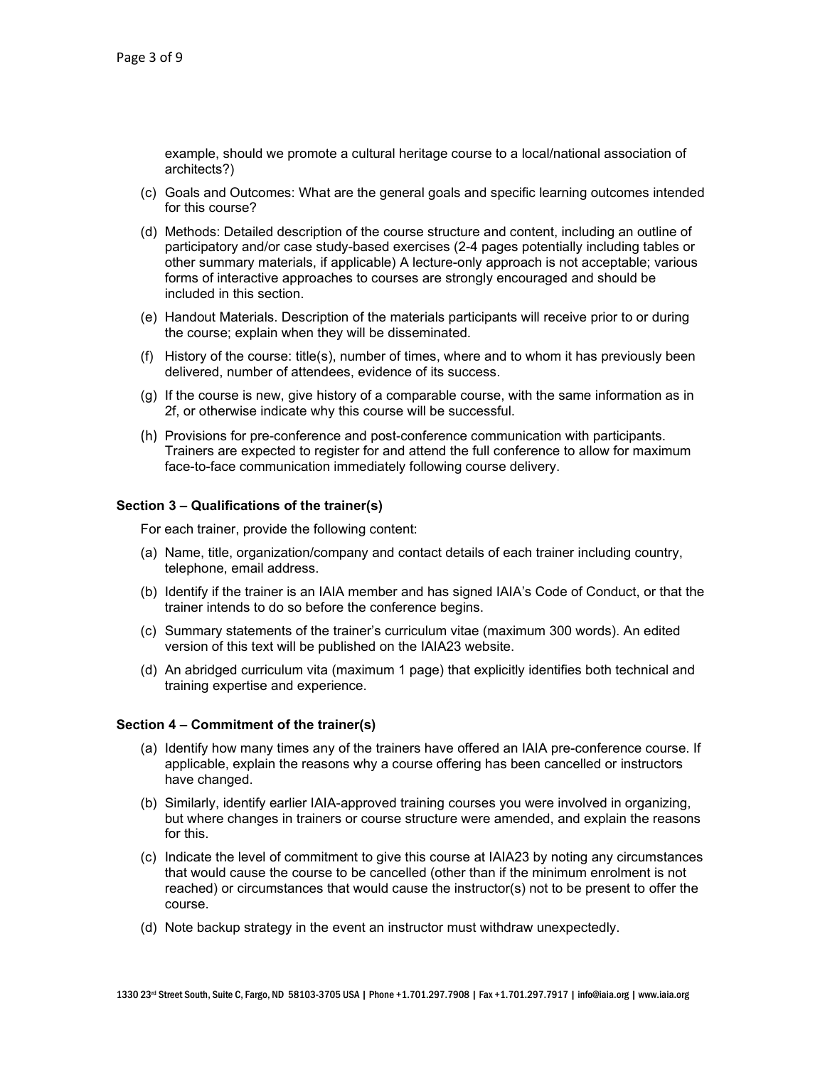example, should we promote a cultural heritage course to a local/national association of architects?)

(c) Goals and Outcomes: What are the general goals and specific learning outcomes intended for this course?

(d) Methods: Detailed description of the course structure and content, including an outline of participatory and/or case study-based exercises (2-4 pages potentially including tables or other summary materials, if applicable) A lecture-only approach is not acceptable; various forms of interactive approaches to courses are strongly encouraged and should be included in this section.

(e) Handout Materials. Description of the materials participants will receive prior to or during the course; explain when they will be disseminated.

(f) History of the course: title(s), number of times, where and to whom it has previously been delivered, number of attendees, evidence of its success.

(g) If the course is new, give history of a comparable course, with the same information as in 2f, or otherwise indicate why this course will be successful.

(h) Provisions for pre-conference and post-conference communication with participants. Trainers are expected to register for and attend the full conference to allow for maximum face-to-face communication immediately following course delivery.

### Section 3 – Qualifications of the trainer(s)

For each trainer, provide the following content:

(a) Name, title, organization/company and contact details of each trainer including country, telephone, email address.

(b) Identify if the trainer is an IAIA member and has signed IAIA's Code of Conduct, or that the trainer intends to do so before the conference begins.

(c) Summary statements of the trainer's curriculum vitae (maximum 300 words). An edited version of this text will be published on the IAIA23 website.

(d) An abridged curriculum vita (maximum 1 page) that explicitly identifies both technical and training expertise and experience.

### Section 4 – Commitment of the trainer(s)

(a) Identify how many times any of the trainers have offered an IAIA pre-conference course. If applicable, explain the reasons why a course offering has been cancelled or instructors have changed.

(b) Similarly, identify earlier IAIA-approved training courses you were involved in organizing, but where changes in trainers or course structure were amended, and explain the reasons for this.

(c) Indicate the level of commitment to give this course at IAIA23 by noting any circumstances that would cause the course to be cancelled (other than if the minimum enrolment is not reached) or circumstances that would cause the instructor(s) not to be present to offer the course.

(d) Note backup strategy in the event an instructor must withdraw unexpectedly.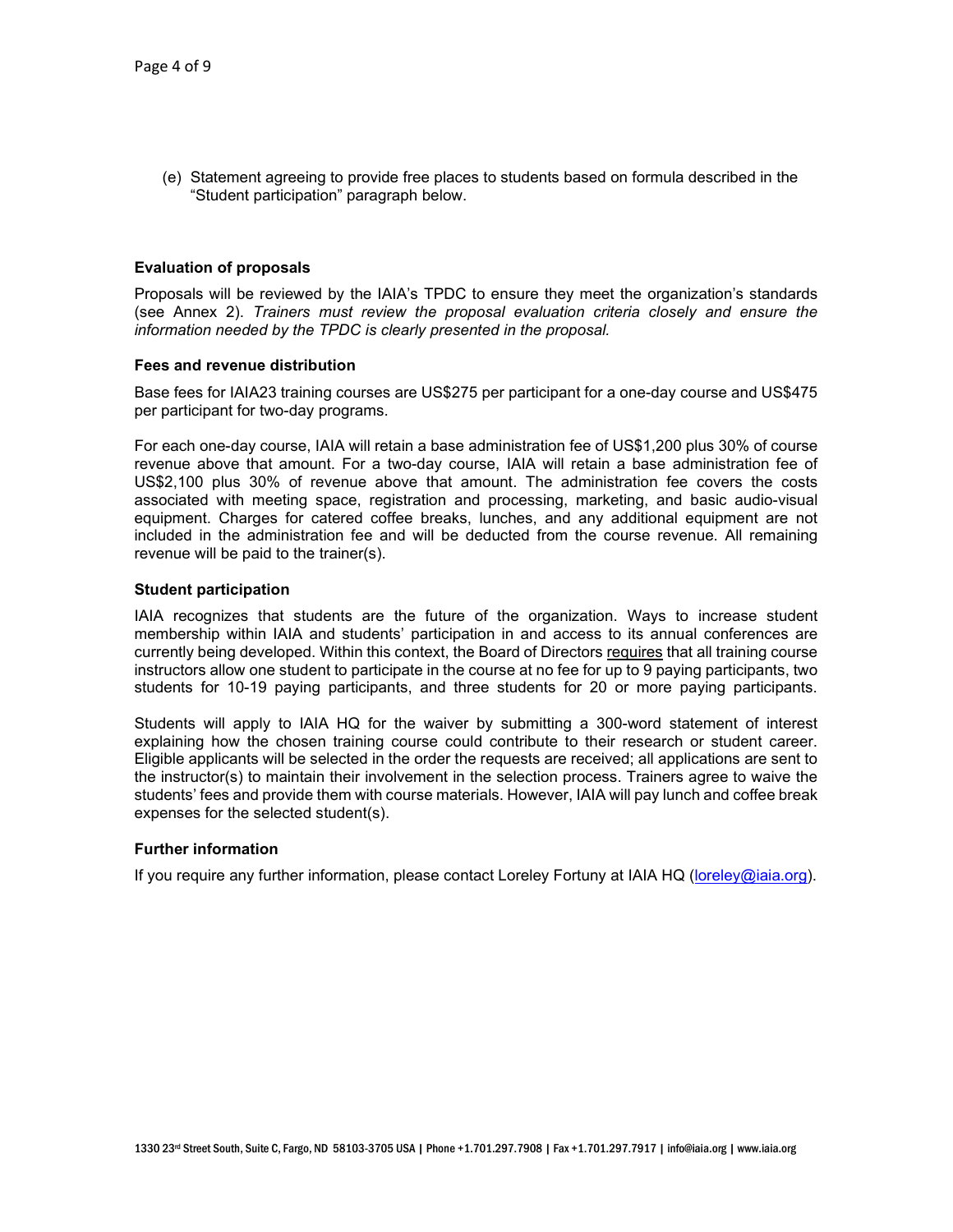(e) Statement agreeing to provide free places to students based on formula described in the "Student participation" paragraph below.

**Evaluation of proposals**

Proposals will be reviewed by the IAIA's TPDC to ensure they meet the organization's standards (see Annex 2). *Trainers must review the proposal evaluation criteria closely and ensure the information needed by the TPDC is clearly presented in the proposal.*

**Fees and revenue distribution**

Base fees for IAIA23 training courses are US$275 per participant for a one-day course and US$475 per participant for two-day programs.

For each one-day course, IAIA will retain a base administration fee of US$1,200 plus 30% of course revenue above that amount. For a two-day course, IAIA will retain a base administration fee of US$2,100 plus 30% of revenue above that amount. The administration fee covers the costs associated with meeting space, registration and processing, marketing, and basic audio-visual equipment. Charges for catered coffee breaks, lunches, and any additional equipment are not included in the administration fee and will be deducted from the course revenue. All remaining revenue will be paid to the trainer(s).

**Student participation**

IAIA recognizes that students are the future of the organization. Ways to increase student membership within IAIA and students' participation in and access to its annual conferences are currently being developed. Within this context, the Board of Directors <u>requires</u> that all training course instructors allow one student to participate in the course at no fee for up to 9 paying participants, two students for 10-19 paying participants, and three students for 20 or more paying participants.

Students will apply to IAIA HQ for the waiver by submitting a 300-word statement of interest explaining how the chosen training course could contribute to their research or student career. Eligible applicants will be selected in the order the requests are received; all applications are sent to the instructor(s) to maintain their involvement in the selection process. Trainers agree to waive the students' fees and provide them with course materials. However, IAIA will pay lunch and coffee break expenses for the selected student(s).

**Further information**

If you require any further information, please contact Loreley Fortuny at IAIA HQ (loreley@iaia.org).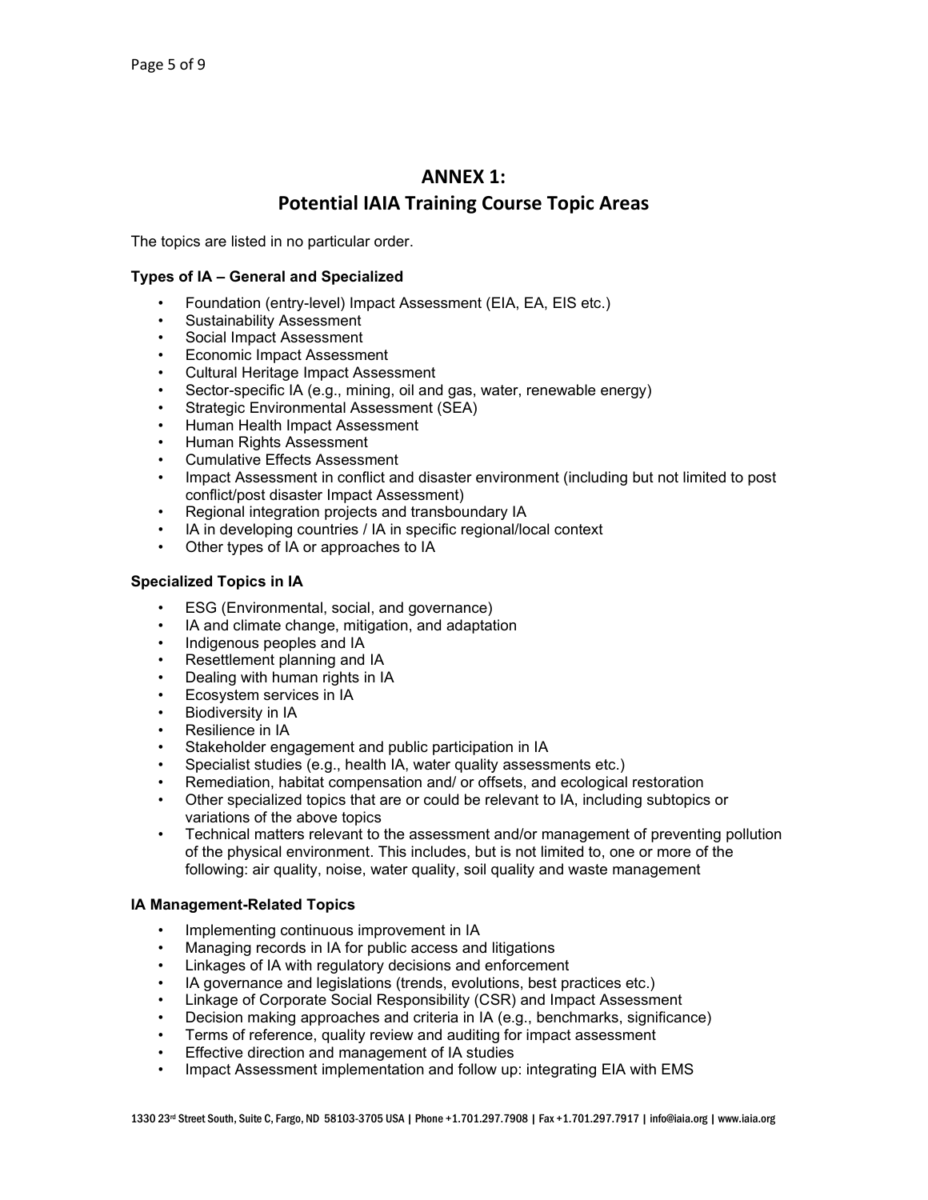# ANNEX 1:
# Potential IAIA Training Course Topic Areas

The topics are listed in no particular order.

### Types of IA – General and Specialized

- Foundation (entry-level) Impact Assessment (EIA, EA, EIS etc.)
- Sustainability Assessment
- Social Impact Assessment
- Economic Impact Assessment
- Cultural Heritage Impact Assessment
- Sector-specific IA (e.g., mining, oil and gas, water, renewable energy)
- Strategic Environmental Assessment (SEA)
- Human Health Impact Assessment
- Human Rights Assessment
- Cumulative Effects Assessment
- Impact Assessment in conflict and disaster environment (including but not limited to post conflict/post disaster Impact Assessment)
- Regional integration projects and transboundary IA
- IA in developing countries / IA in specific regional/local context
- Other types of IA or approaches to IA

### Specialized Topics in IA

- ESG (Environmental, social, and governance)
- IA and climate change, mitigation, and adaptation
- Indigenous peoples and IA
- Resettlement planning and IA
- Dealing with human rights in IA
- Ecosystem services in IA
- Biodiversity in IA
- Resilience in IA
- Stakeholder engagement and public participation in IA
- Specialist studies (e.g., health IA, water quality assessments etc.)
- Remediation, habitat compensation and/ or offsets, and ecological restoration
- Other specialized topics that are or could be relevant to IA, including subtopics or variations of the above topics
- Technical matters relevant to the assessment and/or management of preventing pollution of the physical environment. This includes, but is not limited to, one or more of the following: air quality, noise, water quality, soil quality and waste management

### IA Management-Related Topics

- Implementing continuous improvement in IA
- Managing records in IA for public access and litigations
- Linkages of IA with regulatory decisions and enforcement
- IA governance and legislations (trends, evolutions, best practices etc.)
- Linkage of Corporate Social Responsibility (CSR) and Impact Assessment
- Decision making approaches and criteria in IA (e.g., benchmarks, significance)
- Terms of reference, quality review and auditing for impact assessment
- Effective direction and management of IA studies
- Impact Assessment implementation and follow up: integrating EIA with EMS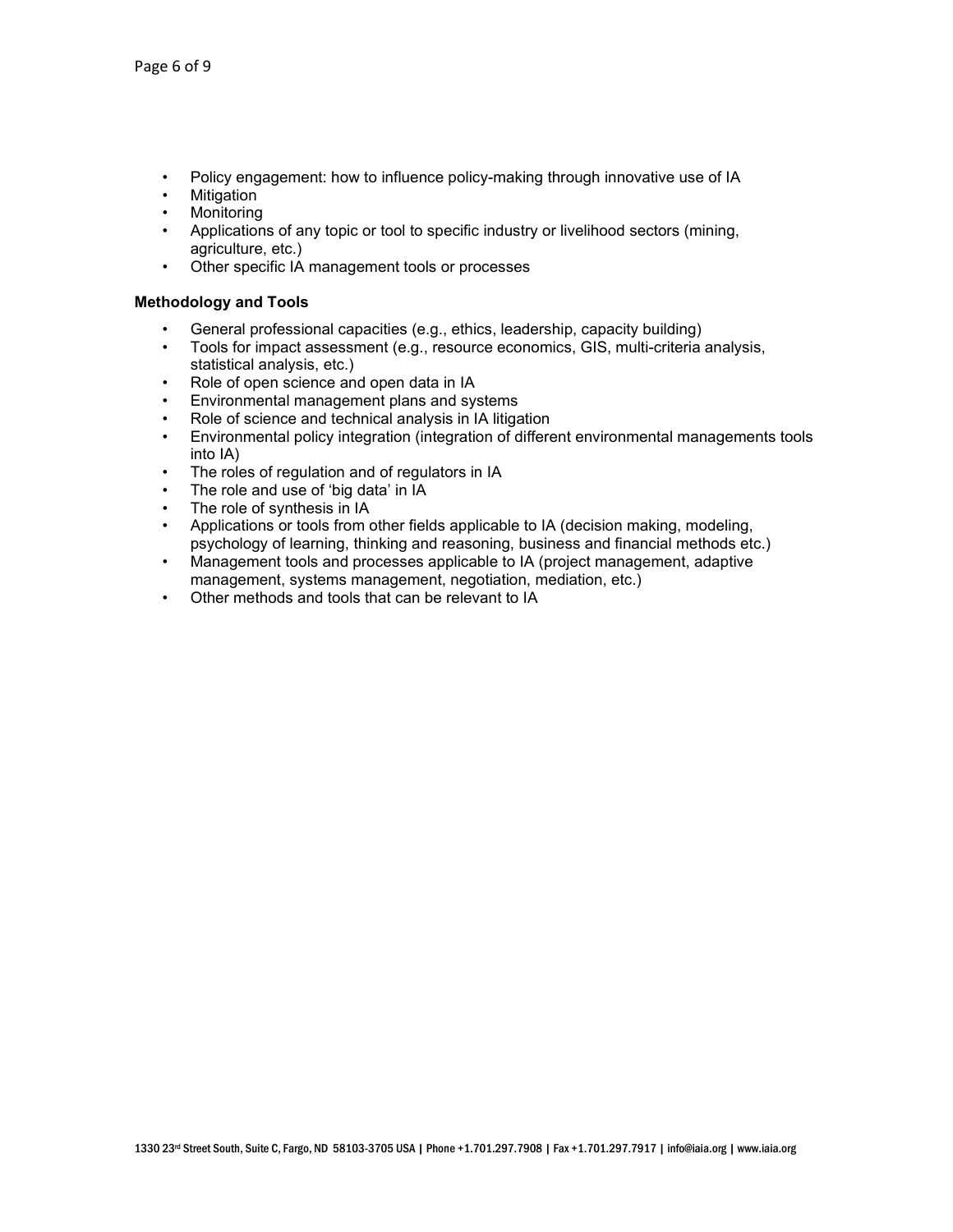- Policy engagement: how to influence policy-making through innovative use of IA
- Mitigation
- Monitoring
- Applications of any topic or tool to specific industry or livelihood sectors (mining, agriculture, etc.)
- Other specific IA management tools or processes

**Methodology and Tools**

- General professional capacities (e.g., ethics, leadership, capacity building)
- Tools for impact assessment (e.g., resource economics, GIS, multi-criteria analysis, statistical analysis, etc.)
- Role of open science and open data in IA
- Environmental management plans and systems
- Role of science and technical analysis in IA litigation
- Environmental policy integration (integration of different environmental managements tools into IA)
- The roles of regulation and of regulators in IA
- The role and use of 'big data' in IA
- The role of synthesis in IA
- Applications or tools from other fields applicable to IA (decision making, modeling, psychology of learning, thinking and reasoning, business and financial methods etc.)
- Management tools and processes applicable to IA (project management, adaptive management, systems management, negotiation, mediation, etc.)
- Other methods and tools that can be relevant to IA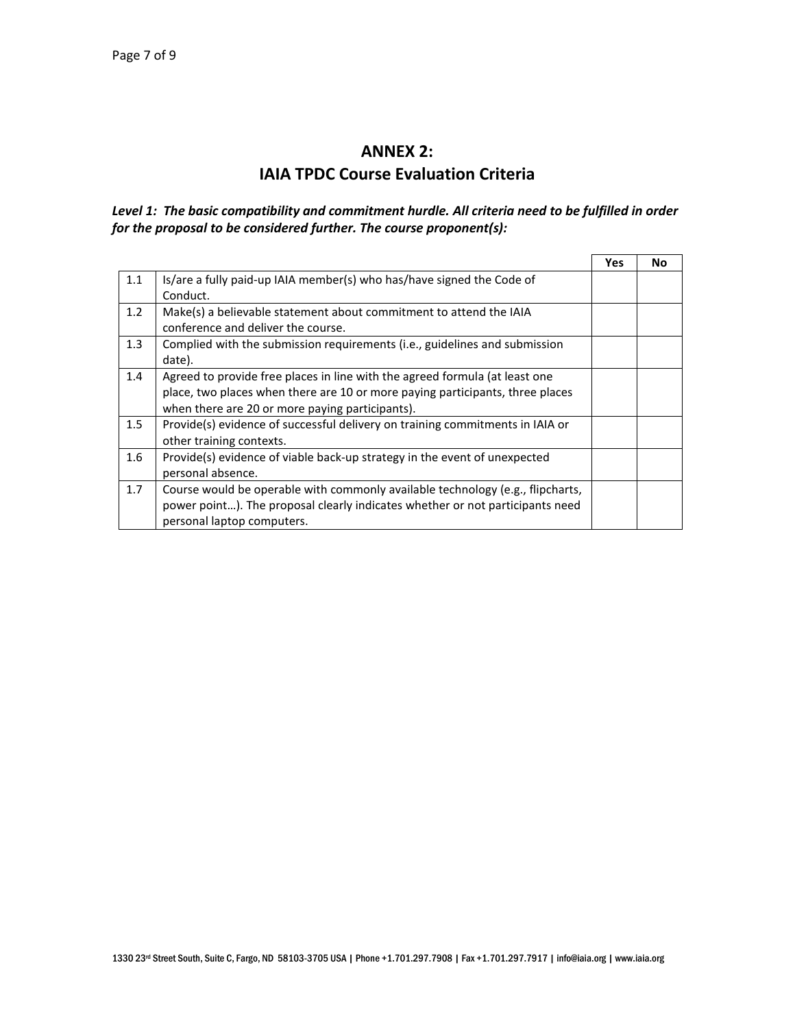## ANNEX 2:
## IAIA TPDC Course Evaluation Criteria

***Level 1: The basic compatibility and commitment hurdle. All criteria need to be fulfilled in order for the proposal to be considered further. The course proponent(s):***

| | | Yes | No |
|---|---|---|---|
| 1.1 | Is/are a fully paid-up IAIA member(s) who has/have signed the Code of Conduct. | | |
| 1.2 | Make(s) a believable statement about commitment to attend the IAIA conference and deliver the course. | | |
| 1.3 | Complied with the submission requirements (i.e., guidelines and submission date). | | |
| 1.4 | Agreed to provide free places in line with the agreed formula (at least one place, two places when there are 10 or more paying participants, three places when there are 20 or more paying participants). | | |
| 1.5 | Provide(s) evidence of successful delivery on training commitments in IAIA or other training contexts. | | |
| 1.6 | Provide(s) evidence of viable back-up strategy in the event of unexpected personal absence. | | |
| 1.7 | Course would be operable with commonly available technology (e.g., flipcharts, power point…). The proposal clearly indicates whether or not participants need personal laptop computers. | | |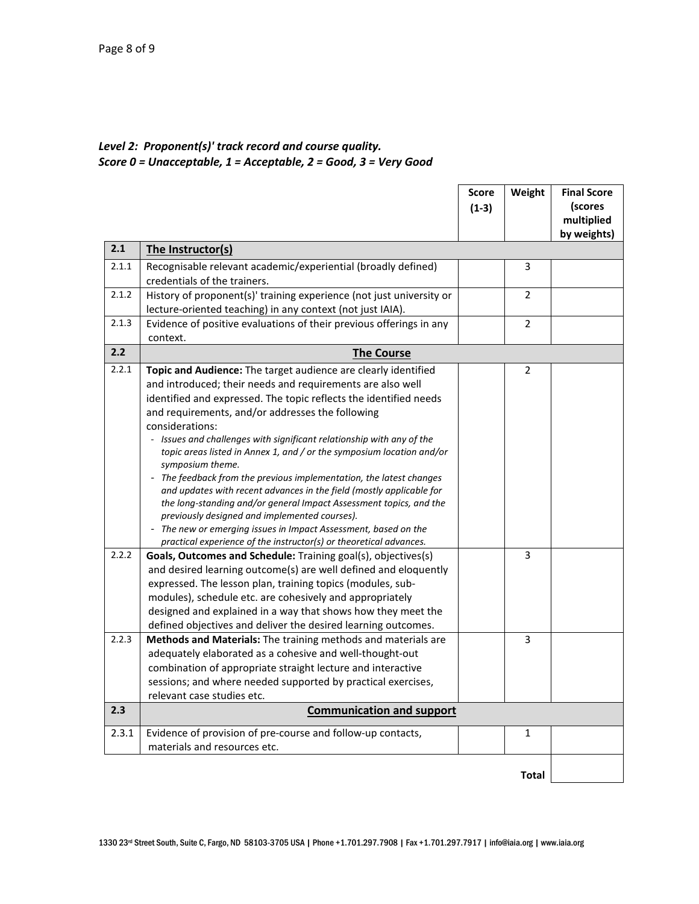*Level 2: Proponent(s)' track record and course quality.*
*Score 0 = Unacceptable, 1 = Acceptable, 2 = Good, 3 = Very Good*

| | | Score (1-3) | Weight | Final Score (scores multiplied by weights) |
|---|---|---|---|---|
| **2.1** | **The Instructor(s)** | | | |
| 2.1.1 | Recognisable relevant academic/experiential (broadly defined) credentials of the trainers. | | 3 | |
| 2.1.2 | History of proponent(s)' training experience (not just university or lecture-oriented teaching) in any context (not just IAIA). | | 2 | |
| 2.1.3 | Evidence of positive evaluations of their previous offerings in any context. | | 2 | |
| **2.2** | **The Course** | | | |
| 2.2.1 | **Topic and Audience:** The target audience are clearly identified and introduced; their needs and requirements are also well identified and expressed. The topic reflects the identified needs and requirements, and/or addresses the following considerations:<br>- *Issues and challenges with significant relationship with any of the topic areas listed in Annex 1, and / or the symposium location and/or symposium theme.*<br>- *The feedback from the previous implementation, the latest changes and updates with recent advances in the field (mostly applicable for the long-standing and/or general Impact Assessment topics, and the previously designed and implemented courses).*<br>- *The new or emerging issues in Impact Assessment, based on the practical experience of the instructor(s) or theoretical advances.* | | 2 | |
| 2.2.2 | **Goals, Outcomes and Schedule:** Training goal(s), objectives(s) and desired learning outcome(s) are well defined and eloquently expressed. The lesson plan, training topics (modules, sub-modules), schedule etc. are cohesively and appropriately designed and explained in a way that shows how they meet the defined objectives and deliver the desired learning outcomes. | | 3 | |
| 2.2.3 | **Methods and Materials:** The training methods and materials are adequately elaborated as a cohesive and well-thought-out combination of appropriate straight lecture and interactive sessions; and where needed supported by practical exercises, relevant case studies etc. | | 3 | |
| **2.3** | **Communication and support** | | | |
| 2.3.1 | Evidence of provision of pre-course and follow-up contacts, materials and resources etc. | | 1 | |
| | | | **Total** | |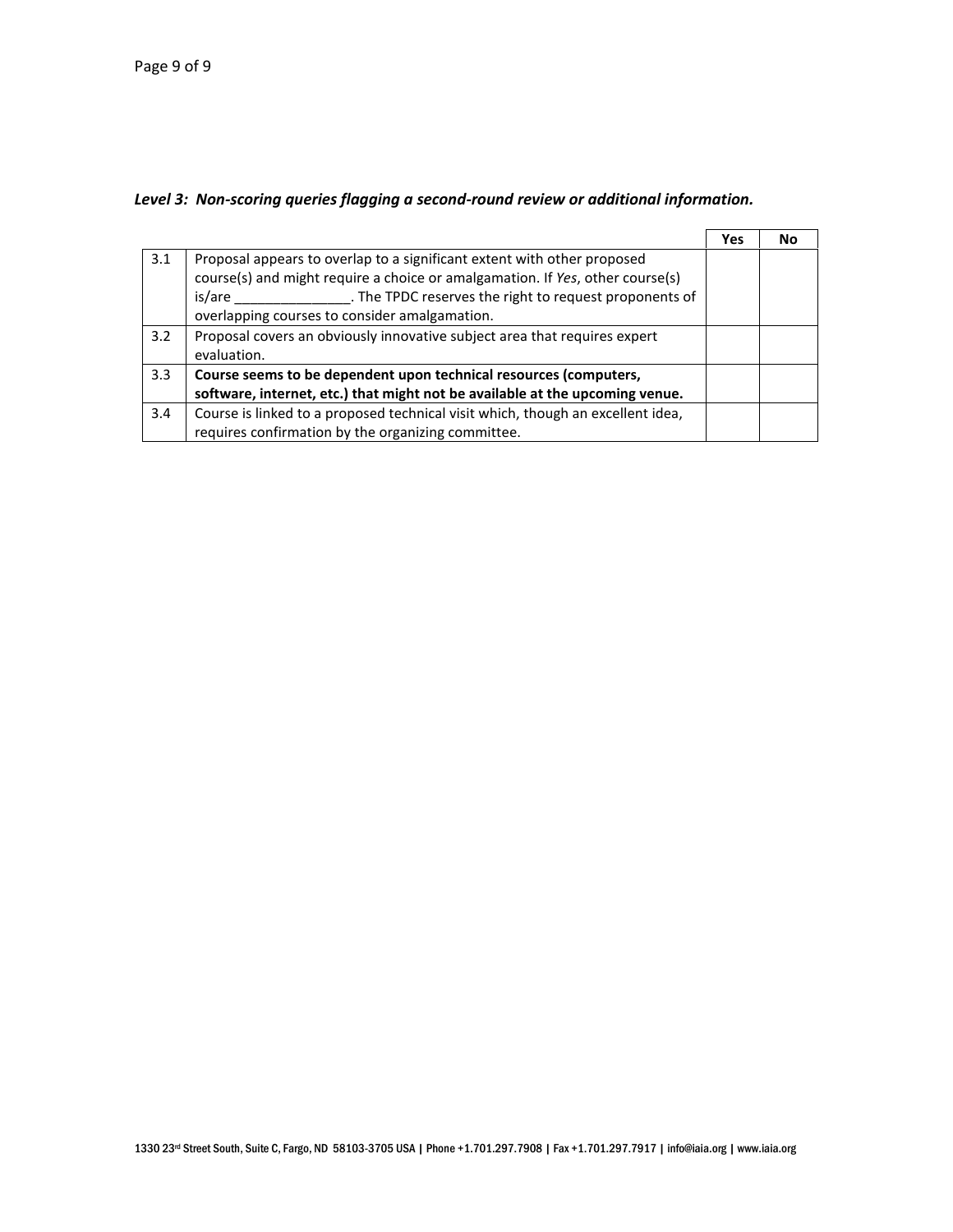***Level 3: Non-scoring queries flagging a second-round review or additional information.***

| | | Yes | No |
|---|---|---|---|
| 3.1 | Proposal appears to overlap to a significant extent with other proposed course(s) and might require a choice or amalgamation. If *Yes*, other course(s) is/are _______________. The TPDC reserves the right to request proponents of overlapping courses to consider amalgamation. | | |
| 3.2 | Proposal covers an obviously innovative subject area that requires expert evaluation. | | |
| 3.3 | **Course seems to be dependent upon technical resources (computers, software, internet, etc.) that might not be available at the upcoming venue.** | | |
| 3.4 | Course is linked to a proposed technical visit which, though an excellent idea, requires confirmation by the organizing committee. | | |